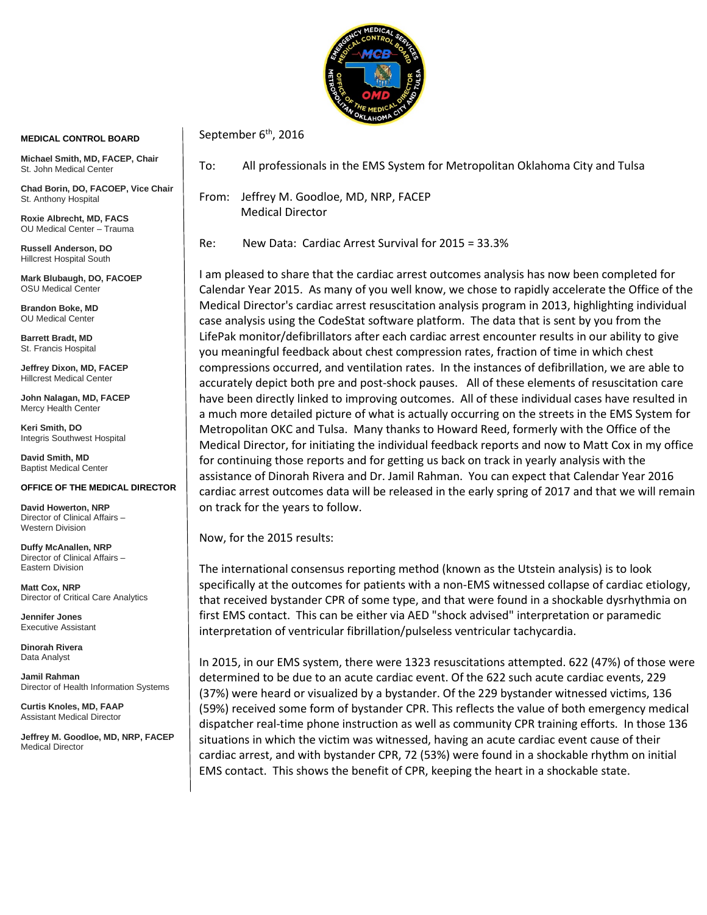**MEDICAL CONTROL BOARD**

**Michael Smith, MD, FACEP, Chair**
St. John Medical Center

**Chad Borin, DO, FACOEP, Vice Chair**
St. Anthony Hospital

**Roxie Albrecht, MD, FACS**
OU Medical Center – Trauma

**Russell Anderson, DO**
Hillcrest Hospital South

**Mark Blubaugh, DO, FACOEP**
OSU Medical Center

**Brandon Boke, MD**
OU Medical Center

**Barrett Bradt, MD**
St. Francis Hospital

**Jeffrey Dixon, MD, FACEP**
Hillcrest Medical Center

**John Nalagan, MD, FACEP**
Mercy Health Center

**Keri Smith, DO**
Integris Southwest Hospital

**David Smith, MD**
Baptist Medical Center

**OFFICE OF THE MEDICAL DIRECTOR**

**David Howerton, NRP**
Director of Clinical Affairs – Western Division

**Duffy McAnallen, NRP**
Director of Clinical Affairs – Eastern Division

**Matt Cox, NRP**
Director of Critical Care Analytics

**Jennifer Jones**
Executive Assistant

**Dinorah Rivera**
Data Analyst

**Jamil Rahman**
Director of Health Information Systems

**Curtis Knoles, MD, FAAP**
Assistant Medical Director

**Jeffrey M. Goodloe, MD, NRP, FACEP**
Medical Director

---

September 6th, 2016

To: All professionals in the EMS System for Metropolitan Oklahoma City and Tulsa

From: Jeffrey M. Goodloe, MD, NRP, FACEP
Medical Director

Re: New Data: Cardiac Arrest Survival for 2015 = 33.3%

I am pleased to share that the cardiac arrest outcomes analysis has now been completed for Calendar Year 2015. As many of you well know, we chose to rapidly accelerate the Office of the Medical Director's cardiac arrest resuscitation analysis program in 2013, highlighting individual case analysis using the CodeStat software platform. The data that is sent by you from the LifePak monitor/defibrillators after each cardiac arrest encounter results in our ability to give you meaningful feedback about chest compression rates, fraction of time in which chest compressions occurred, and ventilation rates. In the instances of defibrillation, we are able to accurately depict both pre and post-shock pauses. All of these elements of resuscitation care have been directly linked to improving outcomes. All of these individual cases have resulted in a much more detailed picture of what is actually occurring on the streets in the EMS System for Metropolitan OKC and Tulsa. Many thanks to Howard Reed, formerly with the Office of the Medical Director, for initiating the individual feedback reports and now to Matt Cox in my office for continuing those reports and for getting us back on track in yearly analysis with the assistance of Dinorah Rivera and Dr. Jamil Rahman. You can expect that Calendar Year 2016 cardiac arrest outcomes data will be released in the early spring of 2017 and that we will remain on track for the years to follow.

Now, for the 2015 results:

The international consensus reporting method (known as the Utstein analysis) is to look specifically at the outcomes for patients with a non-EMS witnessed collapse of cardiac etiology, that received bystander CPR of some type, and that were found in a shockable dysrhythmia on first EMS contact. This can be either via AED "shock advised" interpretation or paramedic interpretation of ventricular fibrillation/pulseless ventricular tachycardia.

In 2015, in our EMS system, there were 1323 resuscitations attempted. 622 (47%) of those were determined to be due to an acute cardiac event. Of the 622 such acute cardiac events, 229 (37%) were heard or visualized by a bystander. Of the 229 bystander witnessed victims, 136 (59%) received some form of bystander CPR. This reflects the value of both emergency medical dispatcher real-time phone instruction as well as community CPR training efforts. In those 136 situations in which the victim was witnessed, having an acute cardiac event cause of their cardiac arrest, and with bystander CPR, 72 (53%) were found in a shockable rhythm on initial EMS contact. This shows the benefit of CPR, keeping the heart in a shockable state.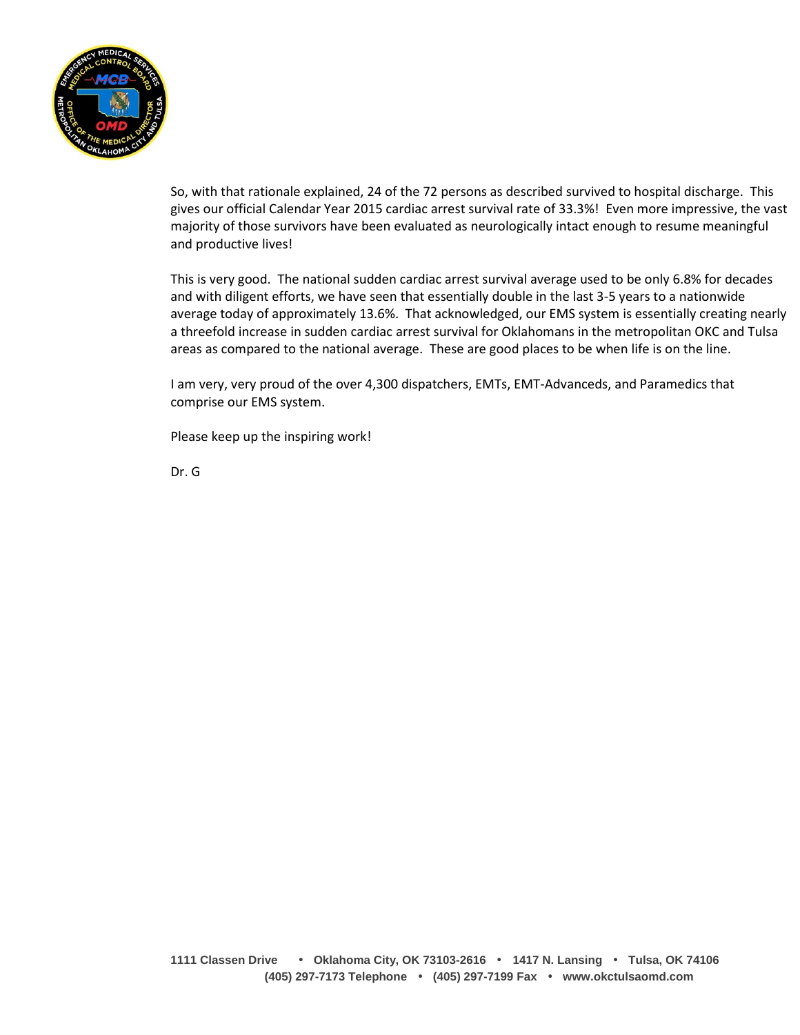So, with that rationale explained, 24 of the 72 persons as described survived to hospital discharge. This gives our official Calendar Year 2015 cardiac arrest survival rate of 33.3%! Even more impressive, the vast majority of those survivors have been evaluated as neurologically intact enough to resume meaningful and productive lives!

This is very good. The national sudden cardiac arrest survival average used to be only 6.8% for decades and with diligent efforts, we have seen that essentially double in the last 3-5 years to a nationwide average today of approximately 13.6%. That acknowledged, our EMS system is essentially creating nearly a threefold increase in sudden cardiac arrest survival for Oklahomans in the metropolitan OKC and Tulsa areas as compared to the national average. These are good places to be when life is on the line.

I am very, very proud of the over 4,300 dispatchers, EMTs, EMT-Advanceds, and Paramedics that comprise our EMS system.

Please keep up the inspiring work!

Dr. G

**1111 Classen Drive • Oklahoma City, OK 73103-2616 • 1417 N. Lansing • Tulsa, OK 74106**
**(405) 297-7173 Telephone • (405) 297-7199 Fax • www.okctulsaomd.com**